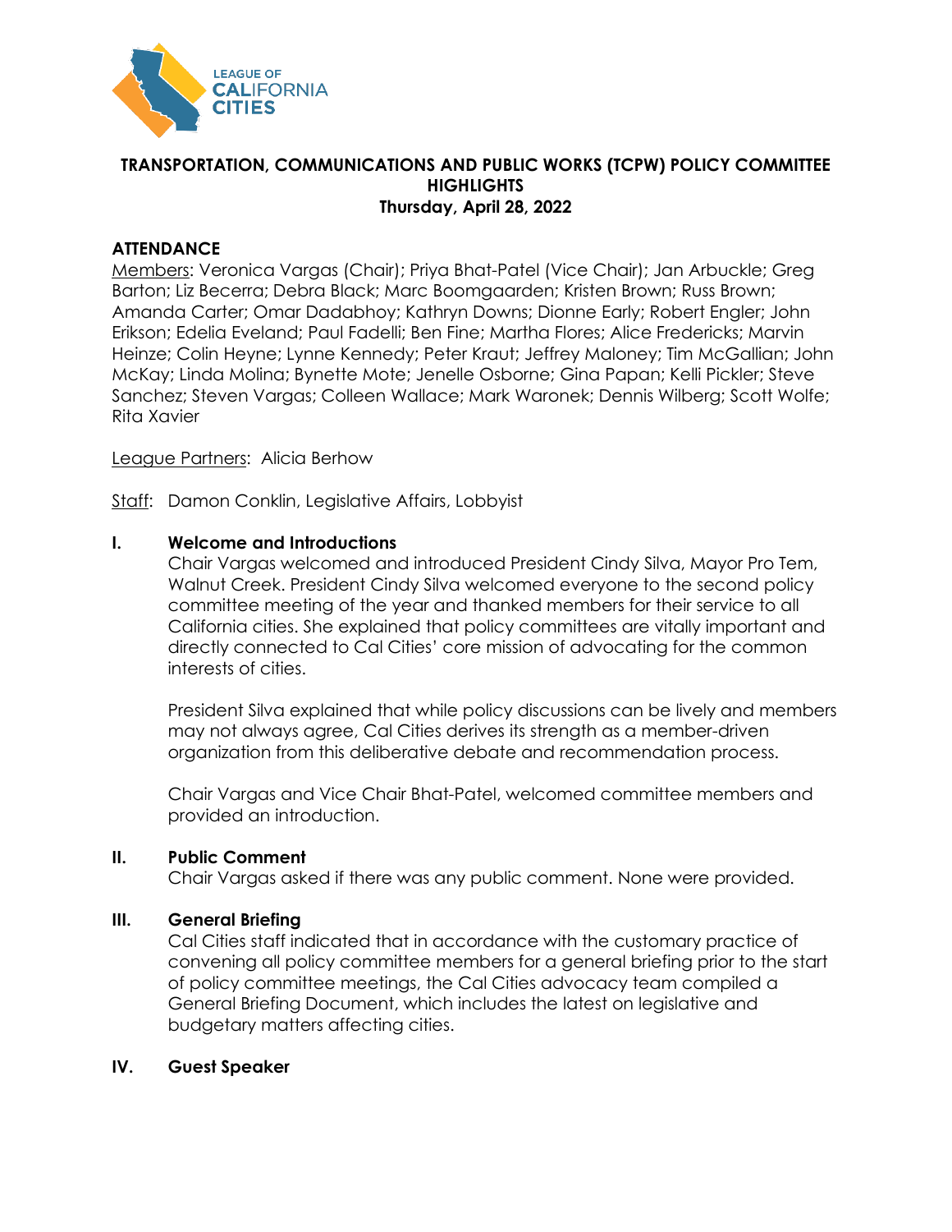**TRANSPORTATION, COMMUNICATIONS AND PUBLIC WORKS (TCPW) POLICY COMMITTEE HIGHLIGHTS**
**Thursday, April 28, 2022**

## ATTENDANCE

Members: Veronica Vargas (Chair); Priya Bhat-Patel (Vice Chair); Jan Arbuckle; Greg Barton; Liz Becerra; Debra Black; Marc Boomgaarden; Kristen Brown; Russ Brown; Amanda Carter; Omar Dadabhoy; Kathryn Downs; Dionne Early; Robert Engler; John Erikson; Edelia Eveland; Paul Fadelli; Ben Fine; Martha Flores; Alice Fredericks; Marvin Heinze; Colin Heyne; Lynne Kennedy; Peter Kraut; Jeffrey Maloney; Tim McGallian; John McKay; Linda Molina; Bynette Mote; Jenelle Osborne; Gina Papan; Kelli Pickler; Steve Sanchez; Steven Vargas; Colleen Wallace; Mark Waronek; Dennis Wilberg; Scott Wolfe; Rita Xavier

League Partners: Alicia Berhow

Staff: Damon Conklin, Legislative Affairs, Lobbyist

## I. Welcome and Introductions

Chair Vargas welcomed and introduced President Cindy Silva, Mayor Pro Tem, Walnut Creek. President Cindy Silva welcomed everyone to the second policy committee meeting of the year and thanked members for their service to all California cities. She explained that policy committees are vitally important and directly connected to Cal Cities' core mission of advocating for the common interests of cities.

President Silva explained that while policy discussions can be lively and members may not always agree, Cal Cities derives its strength as a member-driven organization from this deliberative debate and recommendation process.

Chair Vargas and Vice Chair Bhat-Patel, welcomed committee members and provided an introduction.

## II. Public Comment

Chair Vargas asked if there was any public comment. None were provided.

## III. General Briefing

Cal Cities staff indicated that in accordance with the customary practice of convening all policy committee members for a general briefing prior to the start of policy committee meetings, the Cal Cities advocacy team compiled a General Briefing Document, which includes the latest on legislative and budgetary matters affecting cities.

## IV. Guest Speaker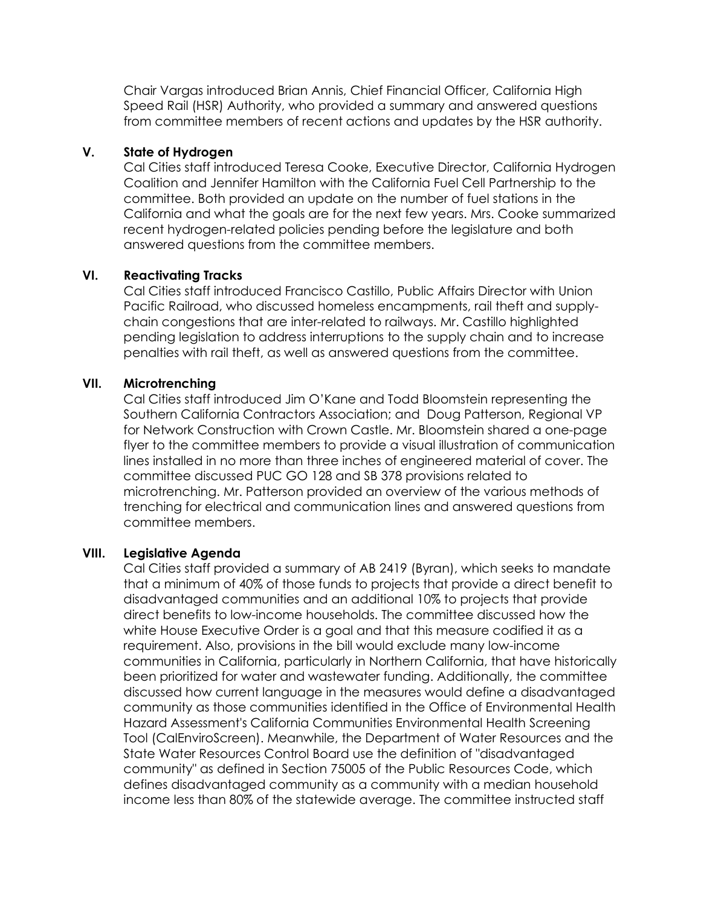Chair Vargas introduced Brian Annis, Chief Financial Officer, California High Speed Rail (HSR) Authority, who provided a summary and answered questions from committee members of recent actions and updates by the HSR authority.

## V. State of Hydrogen

Cal Cities staff introduced Teresa Cooke, Executive Director, California Hydrogen Coalition and Jennifer Hamilton with the California Fuel Cell Partnership to the committee. Both provided an update on the number of fuel stations in the California and what the goals are for the next few years. Mrs. Cooke summarized recent hydrogen-related policies pending before the legislature and both answered questions from the committee members.

## VI. Reactivating Tracks

Cal Cities staff introduced Francisco Castillo, Public Affairs Director with Union Pacific Railroad, who discussed homeless encampments, rail theft and supply-chain congestions that are inter-related to railways. Mr. Castillo highlighted pending legislation to address interruptions to the supply chain and to increase penalties with rail theft, as well as answered questions from the committee.

## VII. Microtrenching

Cal Cities staff introduced Jim O'Kane and Todd Bloomstein representing the Southern California Contractors Association; and Doug Patterson, Regional VP for Network Construction with Crown Castle. Mr. Bloomstein shared a one-page flyer to the committee members to provide a visual illustration of communication lines installed in no more than three inches of engineered material of cover. The committee discussed PUC GO 128 and SB 378 provisions related to microtrenching. Mr. Patterson provided an overview of the various methods of trenching for electrical and communication lines and answered questions from committee members.

## VIII. Legislative Agenda

Cal Cities staff provided a summary of AB 2419 (Byran), which seeks to mandate that a minimum of 40% of those funds to projects that provide a direct benefit to disadvantaged communities and an additional 10% to projects that provide direct benefits to low-income households. The committee discussed how the white House Executive Order is a goal and that this measure codified it as a requirement. Also, provisions in the bill would exclude many low-income communities in California, particularly in Northern California, that have historically been prioritized for water and wastewater funding. Additionally, the committee discussed how current language in the measures would define a disadvantaged community as those communities identified in the Office of Environmental Health Hazard Assessment's California Communities Environmental Health Screening Tool (CalEnviroScreen). Meanwhile, the Department of Water Resources and the State Water Resources Control Board use the definition of "disadvantaged community" as defined in Section 75005 of the Public Resources Code, which defines disadvantaged community as a community with a median household income less than 80% of the statewide average. The committee instructed staff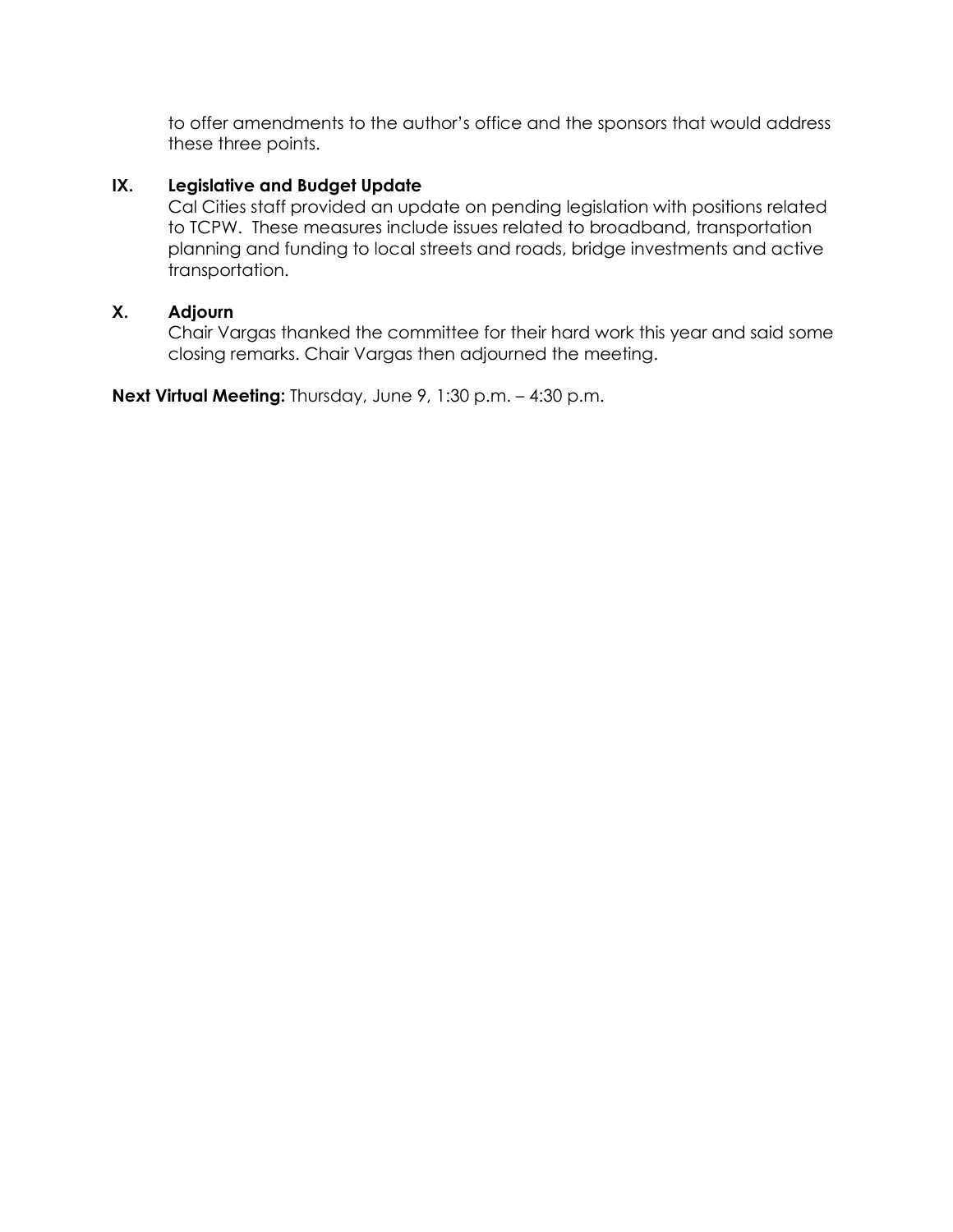to offer amendments to the author's office and the sponsors that would address these three points.

## IX. Legislative and Budget Update

Cal Cities staff provided an update on pending legislation with positions related to TCPW. These measures include issues related to broadband, transportation planning and funding to local streets and roads, bridge investments and active transportation.

## X. Adjourn

Chair Vargas thanked the committee for their hard work this year and said some closing remarks. Chair Vargas then adjourned the meeting.

**Next Virtual Meeting:** Thursday, June 9, 1:30 p.m. – 4:30 p.m.